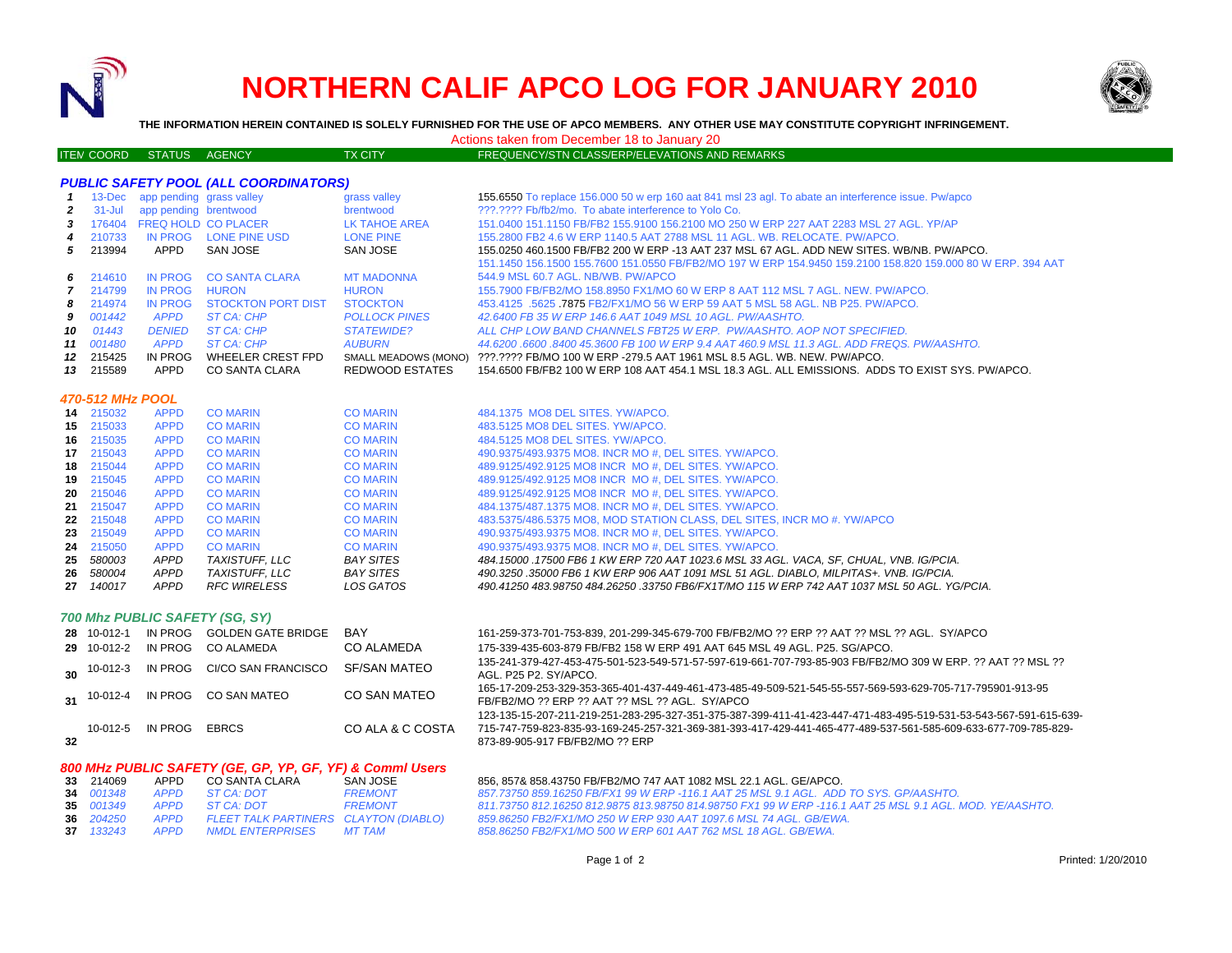# NORTHERN CALIF APCO LOG FOR JANUARY 2010

**THE INFORMATION HEREIN CONTAINED IS SOLELY FURNISHED FOR THE USE OF APCO MEMBERS. ANY OTHER USE MAY CONSTITUTE COPYRIGHT INFRINGEMENT.**

Actions taken from December 18 to January 20

| ITEM | COORD | STATUS | AGENCY | TX CITY | FREQUENCY/STN CLASS/ERP/ELEVATIONS AND REMARKS |
|---|---|---|---|---|---|
| | | | ***PUBLIC SAFETY POOL (ALL COORDINATORS)*** | | |
| 1 | 13-Dec | app pending | grass valley | grass valley | 155.6550 To replace 156.000 50 w erp 160 aat 841 msl 23 agl. To abate an interference issue. Pw/apco |
| 2 | 31-Jul | app pending | brentwood | brentwood | ???.???? Fb/fb2/mo. To abate interference to Yolo Co. |
| 3 | 176404 | FREQ HOLD | CO PLACER | LK TAHOE AREA | 151.0400 151.1150 FB/FB2 155.9100 156.2100 MO 250 W ERP 227 AAT 2283 MSL 27 AGL. YP/AP |
| 4 | 210733 | IN PROG | LONE PINE USD | LONE PINE | 155.2800 FB2 4.6 W ERP 1140.5 AAT 2788 MSL 11 AGL. WB. RELOCATE. PW/APCO. |
| 5 | 213994 | APPD | SAN JOSE | SAN JOSE | 155.0250 460.1500 FB/FB2 200 W ERP -13 AAT 237 MSL 67 AGL. ADD NEW SITES. WB/NB. PW/APCO. |
| 6 | 214610 | IN PROG | CO SANTA CLARA | MT MADONNA | 151.1450 156.1500 155.7600 151.0550 FB/FB2/MO 197 W ERP 154.9450 159.2100 158.820 159.000 80 W ERP. 394 AAT 544.9 MSL 60.7 AGL. NB/WB. PW/APCO |
| 7 | 214799 | IN PROG | HURON | HURON | 155.7900 FB/FB2/MO 158.8950 FX1/MO 60 W ERP 8 AAT 112 MSL 7 AGL. NEW. PW/APCO. |
| 8 | 214974 | IN PROG | STOCKTON PORT DIST | STOCKTON | 453.4125 .5625 .7875 FB2/FX1/MO 56 W ERP 59 AAT 5 MSL 58 AGL. NB P25. PW/APCO. |
| *9* | *001442* | *APPD* | *ST CA: CHP* | *POLLOCK PINES* | *42.6400 FB 35 W ERP 146.6 AAT 1049 MSL 10 AGL. PW/AASHTO.* |
| *10* | *01443* | *DENIED* | *ST CA: CHP* | *STATEWIDE?* | *ALL CHP LOW BAND CHANNELS FBT25 W ERP. PW/AASHTO. AOP NOT SPECIFIED.* |
| *11* | *001480* | *APPD* | *ST CA: CHP* | *AUBURN* | *44.6200 .6600 .8400 45.3600 FB 100 W ERP 9.4 AAT 460.9 MSL 11.3 AGL. ADD FREQS. PW/AASHTO.* |
| 12 | 215425 | IN PROG | WHEELER CREST FPD | SMALL MEADOWS (MONO) | ???.???? FB/MO 100 W ERP -279.5 AAT 1961 MSL 8.5 AGL. WB. NEW. PW/APCO. |
| 13 | 215589 | APPD | CO SANTA CLARA | REDWOOD ESTATES | 154.6500 FB/FB2 100 W ERP 108 AAT 454.1 MSL 18.3 AGL. ALL EMISSIONS. ADDS TO EXIST SYS. PW/APCO. |
| | | | ***470-512 MHz POOL*** | | |
| 14 | 215032 | APPD | CO MARIN | CO MARIN | 484.1375 MO8 DEL SITES. YW/APCO. |
| 15 | 215033 | APPD | CO MARIN | CO MARIN | 483.5125 MO8 DEL SITES. YW/APCO. |
| 16 | 215035 | APPD | CO MARIN | CO MARIN | 484.5125 MO8 DEL SITES. YW/APCO. |
| 17 | 215043 | APPD | CO MARIN | CO MARIN | 490.9375/493.9375 MO8. INCR MO #, DEL SITES. YW/APCO. |
| 18 | 215044 | APPD | CO MARIN | CO MARIN | 489.9125/492.9125 MO8 INCR MO #, DEL SITES. YW/APCO. |
| 19 | 215045 | APPD | CO MARIN | CO MARIN | 489.9125/492.9125 MO8 INCR MO #, DEL SITES. YW/APCO. |
| 20 | 215046 | APPD | CO MARIN | CO MARIN | 489.9125/492.9125 MO8 INCR MO #, DEL SITES. YW/APCO. |
| 21 | 215047 | APPD | CO MARIN | CO MARIN | 484.1375/487.1375 MO8. INCR MO #, DEL SITES. YW/APCO. |
| 22 | 215048 | APPD | CO MARIN | CO MARIN | 483.5375/486.5375 MO8, MOD STATION CLASS, DEL SITES, INCR MO #. YW/APCO |
| 23 | 215049 | APPD | CO MARIN | CO MARIN | 490.9375/493.9375 MO8. INCR MO #, DEL SITES. YW/APCO. |
| 24 | 215050 | APPD | CO MARIN | CO MARIN | 490.9375/493.9375 MO8. INCR MO #, DEL SITES. YW/APCO. |
| *25* | *580003* | *APPD* | *TAXISTUFF, LLC* | *BAY SITES* | *484.15000 .17500 FB6 1 KW ERP 720 AAT 1023.6 MSL 33 AGL. VACA, SF, CHUAL, VNB. IG/PCIA.* |
| *26* | *580004* | *APPD* | *TAXISTUFF, LLC* | *BAY SITES* | *490.3250 .35000 FB6 1 KW ERP 906 AAT 1091 MSL 51 AGL. DIABLO, MILPITAS+. VNB. IG/PCIA.* |
| *27* | *140017* | *APPD* | *RFC WIRELESS* | *LOS GATOS* | *490.41250 483.98750 484.26250 .33750 FB6/FX1T/MO 115 W ERP 742 AAT 1037 MSL 50 AGL. YG/PCIA.* |
| | | | ***700 Mhz PUBLIC SAFETY (SG, SY)*** | | |
| 28 | 10-012-1 | IN PROG | GOLDEN GATE BRIDGE | BAY | 161-259-373-701-753-839, 201-299-345-679-700 FB/FB2/MO ?? ERP ?? AAT ?? MSL ?? AGL. SY/APCO |
| 29 | 10-012-2 | IN PROG | CO ALAMEDA | CO ALAMEDA | 175-339-435-603-879 FB/FB2 158 W ERP 491 AAT 645 MSL 49 AGL. P25. SG/APCO. |
| 30 | 10-012-3 | IN PROG | CI/CO SAN FRANCISCO | SF/SAN MATEO | 135-241-379-427-453-475-501-523-549-571-57-597-619-661-707-793-85-903 FB/FB2/MO 309 W ERP. ?? AAT ?? MSL ?? AGL. P25 P2. SY/APCO. |
| 31 | 10-012-4 | IN PROG | CO SAN MATEO | CO SAN MATEO | 165-17-209-253-329-353-365-401-437-449-461-473-485-49-509-521-545-55-557-569-593-629-705-717-795901-913-95 FB/FB2/MO ?? ERP ?? AAT ?? MSL ?? AGL. SY/APCO |
| 32 | 10-012-5 | IN PROG | EBRCS | CO ALA & C COSTA | 123-135-15-207-211-219-251-283-295-327-351-375-387-399-411-41-423-447-471-483-495-519-531-53-543-567-591-615-639-715-747-759-823-835-93-169-245-257-321-369-381-393-417-429-441-465-477-489-537-561-585-609-633-677-709-785-829-873-89-905-917 FB/FB2/MO ?? ERP |
| | | | ***800 MHz PUBLIC SAFETY (GE, GP, YP, GF, YF) & Comml Users*** | | |
| 33 | 214069 | APPD | CO SANTA CLARA | SAN JOSE | 856, 857& 858.43750 FB/FB2/MO 747 AAT 1082 MSL 22.1 AGL. GE/APCO. |
| *34* | *001348* | *APPD* | *ST CA: DOT* | *FREMONT* | *857.73750 859.16250 FB/FX1 99 W ERP -116.1 AAT 25 MSL 9.1 AGL. ADD TO SYS. GP/AASHTO.* |
| *35* | *001349* | *APPD* | *ST CA: DOT* | *FREMONT* | *811.73750 812.16250 812.9875 813.98750 814.98750 FX1 99 W ERP -116.1 AAT 25 MSL 9.1 AGL. MOD. YE/AASHTO.* |
| *36* | *204250* | *APPD* | *FLEET TALK PARTNERS* | *CLAYTON (DIABLO)* | *859.86250 FB2/FX1/MO 250 W ERP 930 AAT 1097.6 MSL 74 AGL. GB/EWA.* |
| *37* | *133243* | *APPD* | *NMDL ENTERPRISES* | *MT TAM* | *858.86250 FB2/FX1/MO 500 W ERP 601 AAT 762 MSL 18 AGL. GB/EWA.* |

Printed: 1/20/2010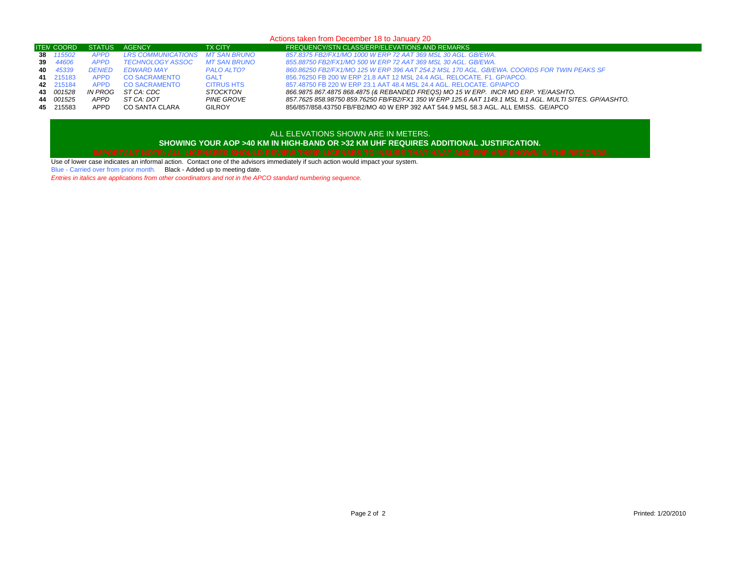Actions taken from December 18 to January 20

| ITEM | COORD | STATUS | AGENCY | TX CITY | FREQUENCY/STN CLASS/ERP/ELEVATIONS AND REMARKS |
|---|---|---|---|---|---|
| **38** | *115502* | *APPD* | *LRS COMMUNICATIONS* | *MT SAN BRUNO* | *857.8375 FB2/FX1/MO 1000 W ERP 72 AAT 369 MSL 30 AGL. GB/EWA.* |
| **39** | *44606* | *APPD* | *TECHNOLOGY ASSOC* | *MT SAN BRUNO* | *855.88750 FB2/FX1/MO 500 W ERP 72 AAT 369 MSL 30 AGL. GB/EWA.* |
| **40** | *45339* | *DENIED* | *EDWARD MAY* | *PALO ALTO?* | *860.86250 FB2/FX1/MO 125 W ERP 396 AAT 254.2 MSL 170 AGL. GB/EWA. COORDS FOR TWIN PEAKS SF* |
| **41** | 215183 | APPD | CO SACRAMENTO | GALT | 856.76250 FB 200 W ERP 21.8 AAT 12 MSL 24.4 AGL. RELOCATE. F1. GP/APCO. |
| **42** | 215184 | APPD | CO SACRAMENTO | CITRUS HTS | 857.48750 FB 220 W ERP 23.1 AAT 48.4 MSL 24.4 AGL. RELOCATE. GP/APCO |
| **43** | *001528* | *IN PROG* | *ST CA: CDC* | *STOCKTON* | *866.9875 867.4875 868.4875 (& REBANDED FREQS) MO 15 W ERP. INCR MO ERP. YE/AASHTO.* |
| **44** | *001525* | *APPD* | *ST CA: DOT* | *PINE GROVE* | *857.7625 858.98750 859.76250 FB/FB2/FX1 350 W ERP 125.6 AAT 1149.1 MSL 9.1 AGL. MULTI SITES. GP/AASHTO.* |
| **45** | 215583 | APPD | CO SANTA CLARA | GILROY | 856/857/858.43750 FB/FB2/MO 40 W ERP 392 AAT 544.9 MSL 58.3 AGL. ALL EMISS. GE/APCO |

ALL ELEVATIONS SHOWN ARE IN METERS.

**SHOWING YOUR AOP >40 KM IN HIGH-BAND OR >32 KM UHF REQUIRES ADDITIONAL JUSTIFICATION.**

**IMPORTANT NOTE: ALL LICENSEES SHOULD REVIEW THEIR LICENSES TO INSURE THAT HAAT AND ERP ARE SHOWN IN THE RECORDS.**

Use of lower case indicates an informal action. Contact one of the advisors immediately if such action would impact your system.

Blue - Carried over from prior month. Black - Added up to meeting date.

*Entries in italics are applications from other coordinators and not in the APCO standard numbering sequence.*

Printed: 1/20/2010